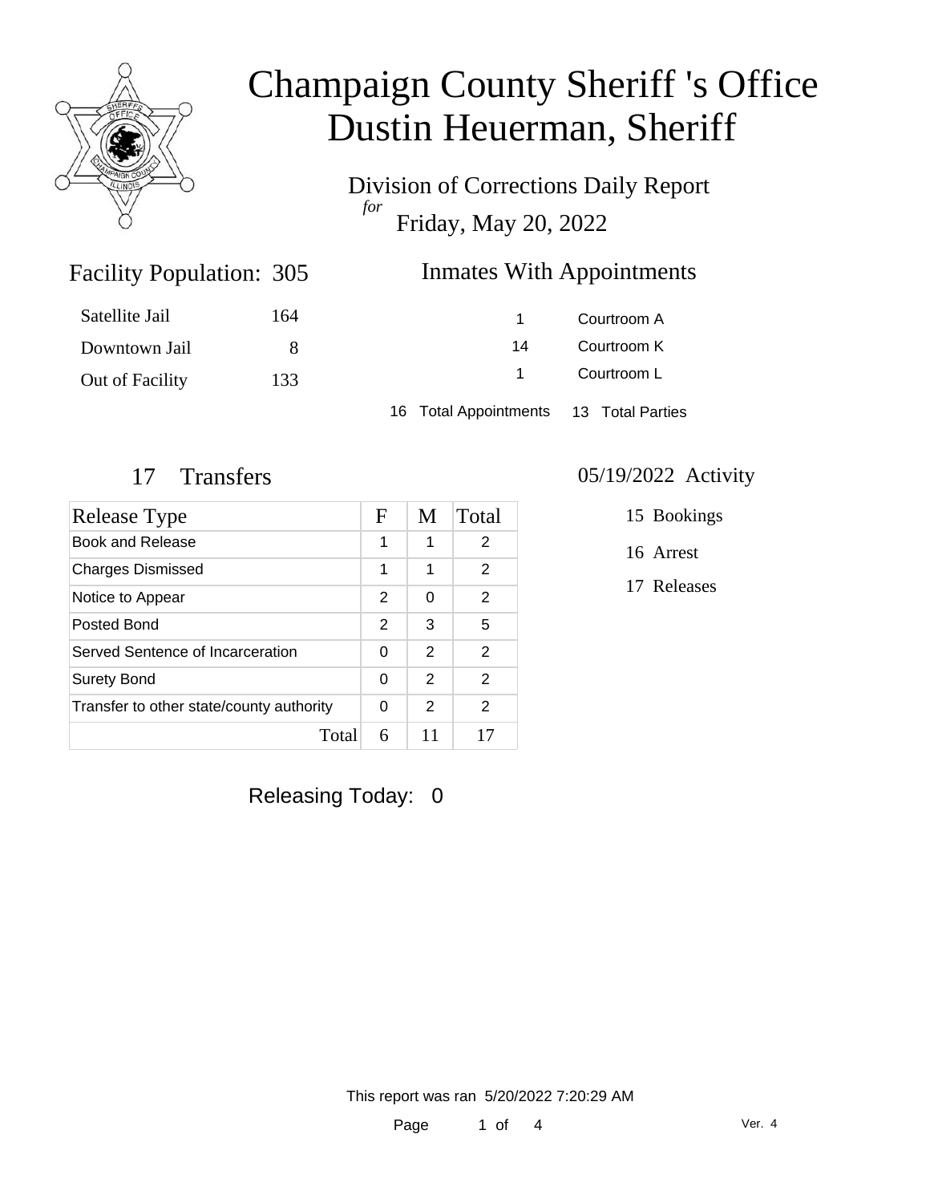# Champaign County Sheriff 's Office
# Dustin Heuerman, Sheriff

Division of Corrections Daily Report
*for*
Friday, May 20, 2022

## Facility Population: 305

| | |
|---|---|
| Satellite Jail | 164 |
| Downtown Jail | 8 |
| Out of Facility | 133 |

## Inmates With Appointments

| | |
|---|---|
| 1 | Courtroom A |
| 14 | Courtroom K |
| 1 | Courtroom L |

16 Total Appointments 13 Total Parties

## 17 Transfers

| Release Type | F | M | Total |
|---|---|---|---|
| Book and Release | 1 | 1 | 2 |
| Charges Dismissed | 1 | 1 | 2 |
| Notice to Appear | 2 | 0 | 2 |
| Posted Bond | 2 | 3 | 5 |
| Served Sentence of Incarceration | 0 | 2 | 2 |
| Surety Bond | 0 | 2 | 2 |
| Transfer to other state/county authority | 0 | 2 | 2 |
| Total | 6 | 11 | 17 |

## 05/19/2022 Activity

- 15 Bookings
- 16 Arrest
- 17 Releases

Releasing Today: 0

This report was ran 5/20/2022 7:20:29 AM

Ver. 4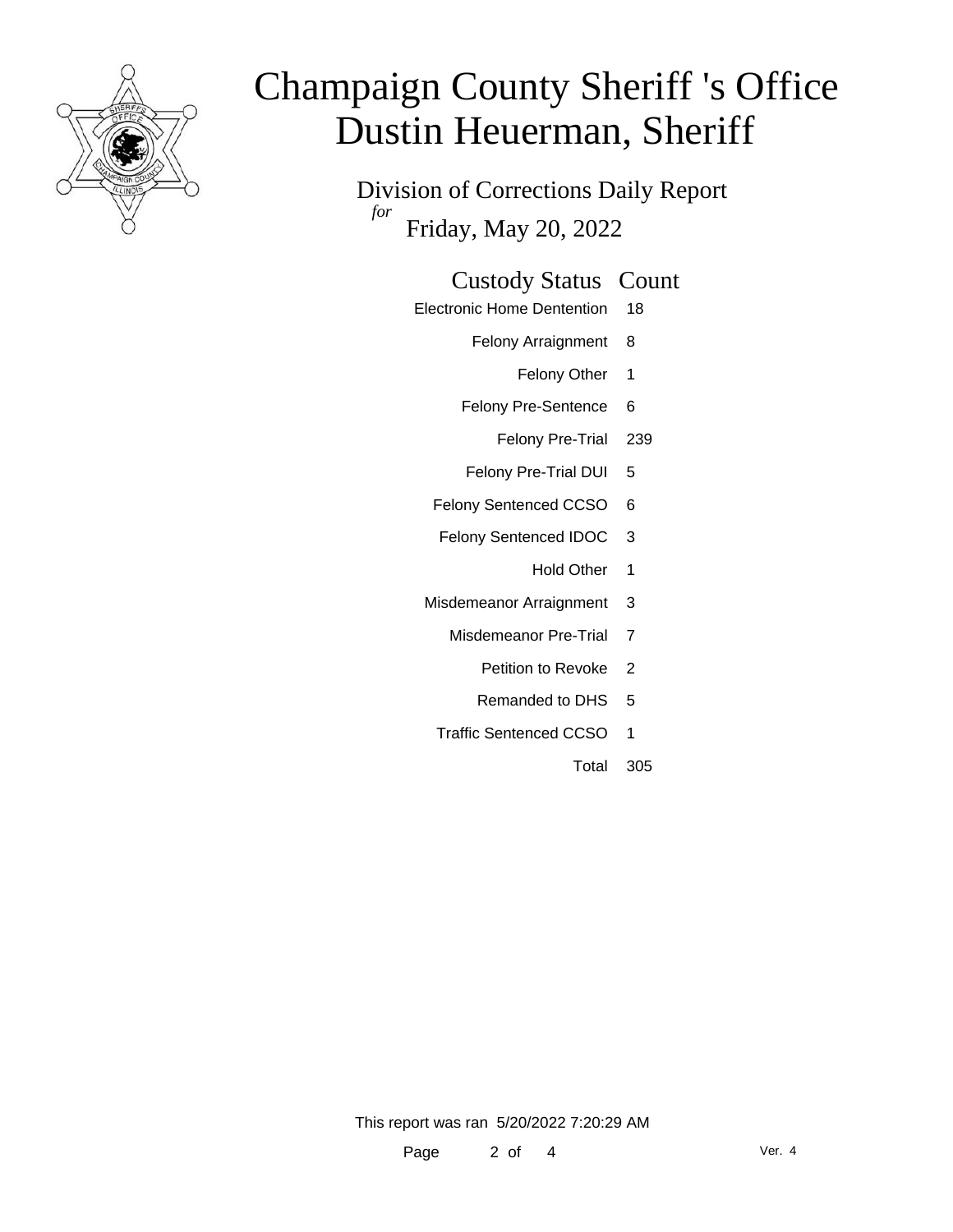# Champaign County Sheriff 's Office
# Dustin Heuerman, Sheriff

## Division of Corrections Daily Report
*for*
## Friday, May 20, 2022

| Custody Status | Count |
|---|---|
| Electronic Home Dentention | 18 |
| Felony Arraignment | 8 |
| Felony Other | 1 |
| Felony Pre-Sentence | 6 |
| Felony Pre-Trial | 239 |
| Felony Pre-Trial DUI | 5 |
| Felony Sentenced CCSO | 6 |
| Felony Sentenced IDOC | 3 |
| Hold Other | 1 |
| Misdemeanor Arraignment | 3 |
| Misdemeanor Pre-Trial | 7 |
| Petition to Revoke | 2 |
| Remanded to DHS | 5 |
| Traffic Sentenced CCSO | 1 |
| Total | 305 |

This report was ran 5/20/2022 7:20:29 AM

Ver. 4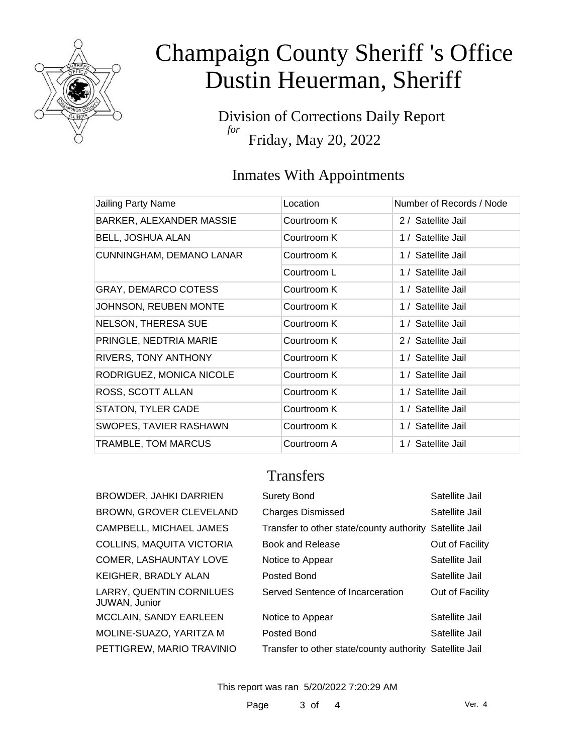# Champaign County Sheriff 's Office
# Dustin Heuerman, Sheriff

Division of Corrections Daily Report
*for*
Friday, May 20, 2022

## Inmates With Appointments

| Jailing Party Name | Location | Number of Records / Node |
|---|---|---|
| BARKER, ALEXANDER MASSIE | Courtroom K | 2 / Satellite Jail |
| BELL, JOSHUA ALAN | Courtroom K | 1 / Satellite Jail |
| CUNNINGHAM, DEMANO LANAR | Courtroom K | 1 / Satellite Jail |
| | Courtroom L | 1 / Satellite Jail |
| GRAY, DEMARCO COTESS | Courtroom K | 1 / Satellite Jail |
| JOHNSON, REUBEN MONTE | Courtroom K | 1 / Satellite Jail |
| NELSON, THERESA SUE | Courtroom K | 1 / Satellite Jail |
| PRINGLE, NEDTRIA MARIE | Courtroom K | 2 / Satellite Jail |
| RIVERS, TONY ANTHONY | Courtroom K | 1 / Satellite Jail |
| RODRIGUEZ, MONICA NICOLE | Courtroom K | 1 / Satellite Jail |
| ROSS, SCOTT ALLAN | Courtroom K | 1 / Satellite Jail |
| STATON, TYLER CADE | Courtroom K | 1 / Satellite Jail |
| SWOPES, TAVIER RASHAWN | Courtroom K | 1 / Satellite Jail |
| TRAMBLE, TOM MARCUS | Courtroom A | 1 / Satellite Jail |

## Transfers

| | | |
|---|---|---|
| BROWDER, JAHKI DARRIEN | Surety Bond | Satellite Jail |
| BROWN, GROVER CLEVELAND | Charges Dismissed | Satellite Jail |
| CAMPBELL, MICHAEL JAMES | Transfer to other state/county authority | Satellite Jail |
| COLLINS, MAQUITA VICTORIA | Book and Release | Out of Facility |
| COMER, LASHAUNTAY LOVE | Notice to Appear | Satellite Jail |
| KEIGHER, BRADLY ALAN | Posted Bond | Satellite Jail |
| LARRY, QUENTIN CORNILUES JUWAN, Junior | Served Sentence of Incarceration | Out of Facility |
| MCCLAIN, SANDY EARLEEN | Notice to Appear | Satellite Jail |
| MOLINE-SUAZO, YARITZA M | Posted Bond | Satellite Jail |
| PETTIGREW, MARIO TRAVINIO | Transfer to other state/county authority | Satellite Jail |

This report was ran 5/20/2022 7:20:29 AM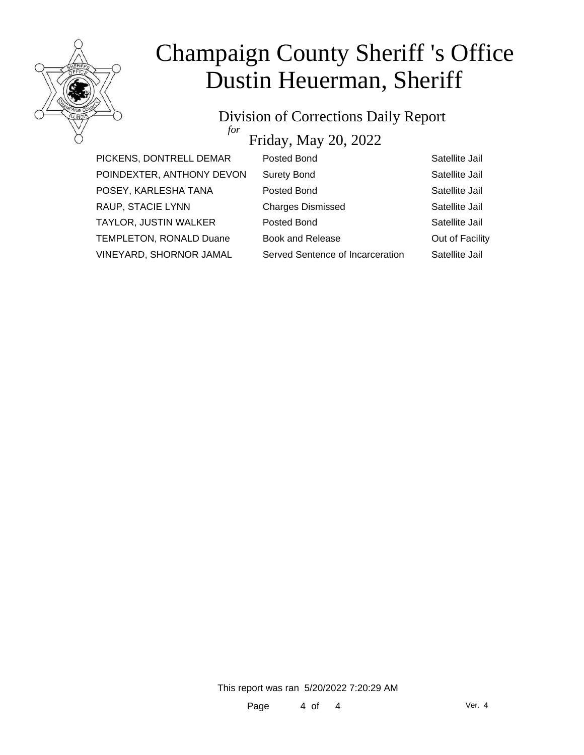# Champaign County Sheriff 's Office
# Dustin Heuerman, Sheriff

## Division of Corrections Daily Report

*for*

## Friday, May 20, 2022

| | | |
|---|---|---|
| PICKENS, DONTRELL DEMAR | Posted Bond | Satellite Jail |
| POINDEXTER, ANTHONY DEVON | Surety Bond | Satellite Jail |
| POSEY, KARLESHA TANA | Posted Bond | Satellite Jail |
| RAUP, STACIE LYNN | Charges Dismissed | Satellite Jail |
| TAYLOR, JUSTIN WALKER | Posted Bond | Satellite Jail |
| TEMPLETON, RONALD Duane | Book and Release | Out of Facility |
| VINEYARD, SHORNOR JAMAL | Served Sentence of Incarceration | Satellite Jail |

This report was ran 5/20/2022 7:20:29 AM

Ver. 4